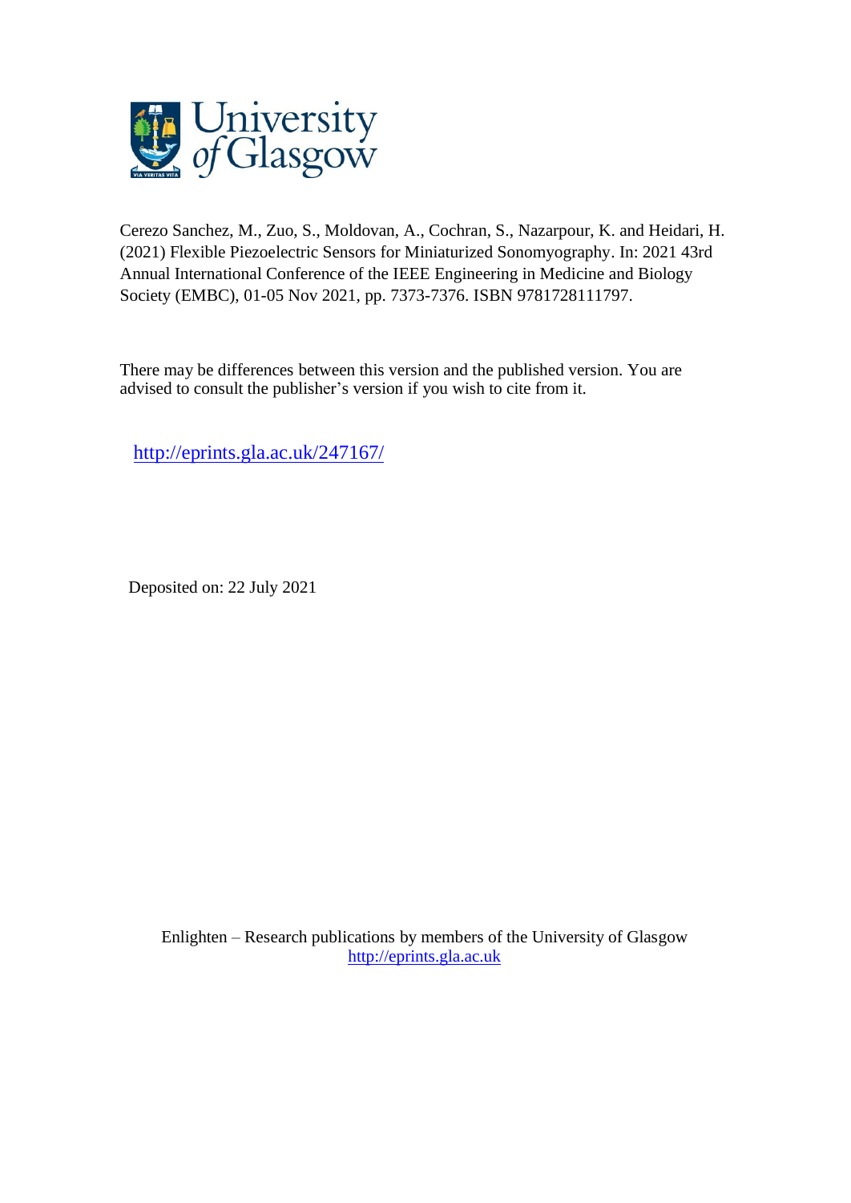Cerezo Sanchez, M., Zuo, S., Moldovan, A., Cochran, S., Nazarpour, K. and Heidari, H. (2021) Flexible Piezoelectric Sensors for Miniaturized Sonomyography. In: 2021 43rd Annual International Conference of the IEEE Engineering in Medicine and Biology Society (EMBC), 01-05 Nov 2021, pp. 7373-7376. ISBN 9781728111797.

There may be differences between this version and the published version. You are advised to consult the publisher's version if you wish to cite from it.

http://eprints.gla.ac.uk/247167/

Deposited on: 22 July 2021

Enlighten – Research publications by members of the University of Glasgow
http://eprints.gla.ac.uk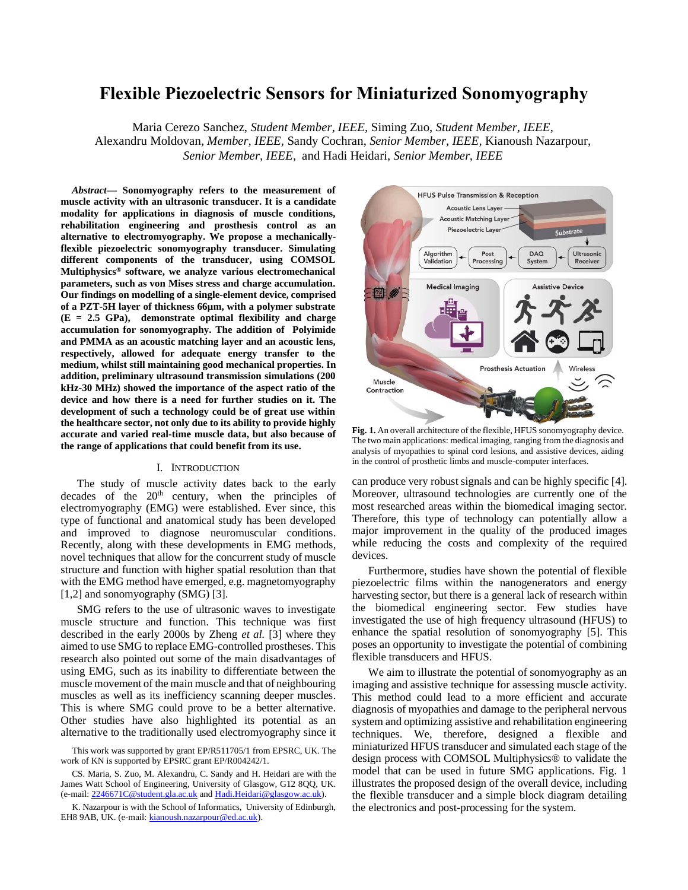# Flexible Piezoelectric Sensors for Miniaturized Sonomyography

Maria Cerezo Sanchez, *Student Member, IEEE*, Siming Zuo, *Student Member, IEEE*, Alexandru Moldovan, *Member, IEEE*, Sandy Cochran, *Senior Member, IEEE*, Kianoush Nazarpour, *Senior Member, IEEE*, and Hadi Heidari, *Senior Member, IEEE*

***Abstract*— Sonomyography refers to the measurement of muscle activity with an ultrasonic transducer. It is a candidate modality for applications in diagnosis of muscle conditions, rehabilitation engineering and prosthesis control as an alternative to electromyography. We propose a mechanically-flexible piezoelectric sonomyography transducer. Simulating different components of the transducer, using COMSOL Multiphysics® software, we analyze various electromechanical parameters, such as von Mises stress and charge accumulation. Our findings on modelling of a single-element device, comprised of a PZT-5H layer of thickness 66µm, with a polymer substrate (E = 2.5 GPa), demonstrate optimal flexibility and charge accumulation for sonomyography. The addition of Polyimide and PMMA as an acoustic matching layer and an acoustic lens, respectively, allowed for adequate energy transfer to the medium, whilst still maintaining good mechanical properties. In addition, preliminary ultrasound transmission simulations (200 kHz-30 MHz) showed the importance of the aspect ratio of the device and how there is a need for further studies on it. The development of such a technology could be of great use within the healthcare sector, not only due to its ability to provide highly accurate and varied real-time muscle data, but also because of the range of applications that could benefit from its use.**

## I. Introduction

The study of muscle activity dates back to the early decades of the 20[th] century, when the principles of electromyography (EMG) were established. Ever since, this type of functional and anatomical study has been developed and improved to diagnose neuromuscular conditions. Recently, along with these developments in EMG methods, novel techniques that allow for the concurrent study of muscle structure and function with higher spatial resolution than that with the EMG method have emerged, e.g. magnetomyography [1,2] and sonomyography (SMG) [3].

SMG refers to the use of ultrasonic waves to investigate muscle structure and function. This technique was first described in the early 2000s by Zheng *et al.* [3] where they aimed to use SMG to replace EMG-controlled prostheses. This research also pointed out some of the main disadvantages of using EMG, such as its inability to differentiate between the muscle movement of the main muscle and that of neighbouring muscles as well as its inefficiency scanning deeper muscles. This is where SMG could prove to be a better alternative. Other studies have also highlighted its potential as an alternative to the traditionally used electromyography since it can produce very robust signals and can be highly specific [4]. Moreover, ultrasound technologies are currently one of the most researched areas within the biomedical imaging sector. Therefore, this type of technology can potentially allow a major improvement in the quality of the produced images while reducing the costs and complexity of the required devices.

Furthermore, studies have shown the potential of flexible piezoelectric films within the nanogenerators and energy harvesting sector, but there is a general lack of research within the biomedical engineering sector. Few studies have investigated the use of high frequency ultrasound (HFUS) to enhance the spatial resolution of sonomyography [5]. This poses an opportunity to investigate the potential of combining flexible transducers and HFUS.

We aim to illustrate the potential of sonomyography as an imaging and assistive technique for assessing muscle activity. This method could lead to a more efficient and accurate diagnosis of myopathies and damage to the peripheral nervous system and optimizing assistive and rehabilitation engineering techniques. We, therefore, designed a flexible and miniaturized HFUS transducer and simulated each stage of the design process with COMSOL Multiphysics® to validate the model that can be used in future SMG applications. Fig. 1 illustrates the proposed design of the overall device, including the flexible transducer and a simple block diagram detailing the electronics and post-processing for the system.

**Fig. 1.** An overall architecture of the flexible, HFUS sonomyography device. The two main applications: medical imaging, ranging from the diagnosis and analysis of myopathies to spinal cord lesions, and assistive devices, aiding in the control of prosthetic limbs and muscle-computer interfaces.

This work was supported by grant EP/R511705/1 from EPSRC, UK. The work of KN is supported by EPSRC grant EP/R004242/1.

CS. Maria, S. Zuo, M. Alexandru, C. Sandy and H. Heidari are with the James Watt School of Engineering, University of Glasgow, G12 8QQ, UK. (e-mail: 2246671C@student.gla.ac.uk and Hadi.Heidari@glasgow.ac.uk).

K. Nazarpour is with the School of Informatics, University of Edinburgh, EH8 9AB, UK. (e-mail: kianoush.nazarpour@ed.ac.uk).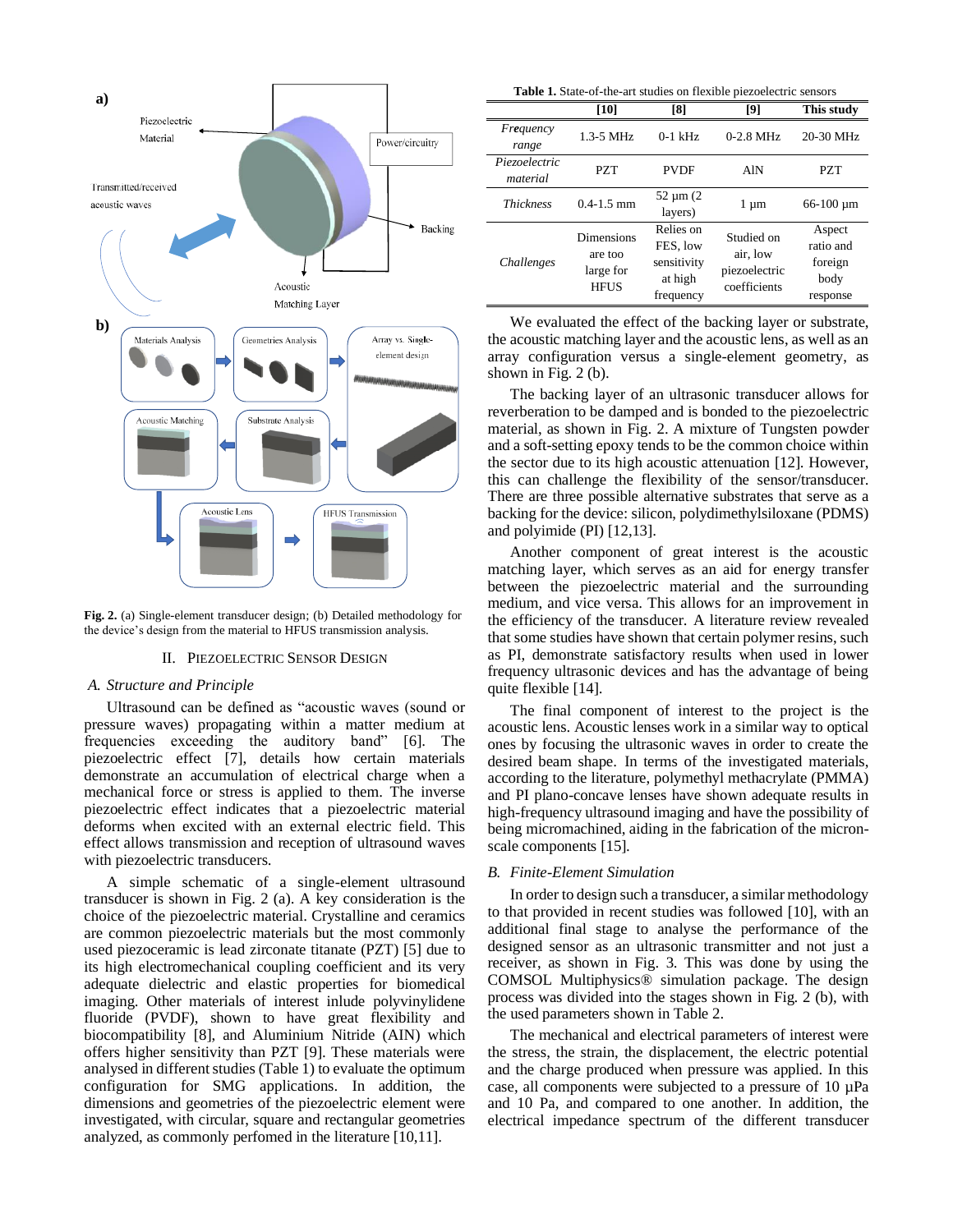**Fig. 2.** (a) Single-element transducer design; (b) Detailed methodology for the device's design from the material to HFUS transmission analysis.

## II. Piezoelectric Sensor Design

### A. Structure and Principle

Ultrasound can be defined as "acoustic waves (sound or pressure waves) propagating within a matter medium at frequencies exceeding the auditory band" [6]. The piezoelectric effect [7], details how certain materials demonstrate an accumulation of electrical charge when a mechanical force or stress is applied to them. The inverse piezoelectric effect indicates that a piezoelectric material deforms when excited with an external electric field. This effect allows transmission and reception of ultrasound waves with piezoelectric transducers.

A simple schematic of a single-element ultrasound transducer is shown in Fig. 2 (a). A key consideration is the choice of the piezoelectric material. Crystalline and ceramics are common piezoelectric materials but the most commonly used piezoceramic is lead zirconate titanate (PZT) [5] due to its high electromechanical coupling coefficient and its very adequate dielectric and elastic properties for biomedical imaging. Other materials of interest inlude polyvinylidene fluoride (PVDF), shown to have great flexibility and biocompatibility [8], and Aluminium Nitride (AIN) which offers higher sensitivity than PZT [9]. These materials were analysed in different studies (Table 1) to evaluate the optimum configuration for SMG applications. In addition, the dimensions and geometries of the piezoelectric element were investigated, with circular, square and rectangular geometries analyzed, as commonly perfomed in the literature [10,11].

**Table 1.** State-of-the-art studies on flexible piezoelectric sensors

| | [10] | [8] | [9] | This study |
|---|---|---|---|---|
| *Frequency range* | 1.3-5 MHz | 0-1 kHz | 0-2.8 MHz | 20-30 MHz |
| *Piezoelectric material* | PZT | PVDF | AlN | PZT |
| *Thickness* | 0.4-1.5 mm | 52 µm (2 layers) | 1 µm | 66-100 µm |
| *Challenges* | Dimensions are too large for HFUS | Relies on FES, low sensitivity at high frequency | Studied on air, low piezoelectric coefficients | Aspect ratio and foreign body response |

We evaluated the effect of the backing layer or substrate, the acoustic matching layer and the acoustic lens, as well as an array configuration versus a single-element geometry, as shown in Fig. 2 (b).

The backing layer of an ultrasonic transducer allows for reverberation to be damped and is bonded to the piezoelectric material, as shown in Fig. 2. A mixture of Tungsten powder and a soft-setting epoxy tends to be the common choice within the sector due to its high acoustic attenuation [12]. However, this can challenge the flexibility of the sensor/transducer. There are three possible alternative substrates that serve as a backing for the device: silicon, polydimethylsiloxane (PDMS) and polyimide (PI) [12,13].

Another component of great interest is the acoustic matching layer, which serves as an aid for energy transfer between the piezoelectric material and the surrounding medium, and vice versa. This allows for an improvement in the efficiency of the transducer. A literature review revealed that some studies have shown that certain polymer resins, such as PI, demonstrate satisfactory results when used in lower frequency ultrasound devices and has the advantage of being quite flexible [14].

The final component of interest to the project is the acoustic lens. Acoustic lenses work in a similar way to optical ones by focusing the ultrasonic waves in order to create the desired beam shape. In terms of the investigated materials, according to the literature, polymethyl methacrylate (PMMA) and PI plano-concave lenses have shown adequate results in high-frequency ultrasound imaging and have the possibility of being micromachined, aiding in the fabrication of the micron-scale components [15].

### B. Finite-Element Simulation

In order to design such a transducer, a similar methodology to that provided in recent studies was followed [10], with an additional final stage to analyse the performance of the designed sensor as an ultrasonic transmitter and not just a receiver, as shown in Fig. 3. This was done by using the COMSOL Multiphysics® simulation package. The design process was divided into the stages shown in Fig. 2 (b), with the used parameters shown in Table 2.

The mechanical and electrical parameters of interest were the stress, the strain, the displacement, the electric potential and the charge produced when pressure was applied. In this case, all components were subjected to a pressure of 10 µPa and 10 Pa, and compared to one another. In addition, the electrical impedance spectrum of the different transducer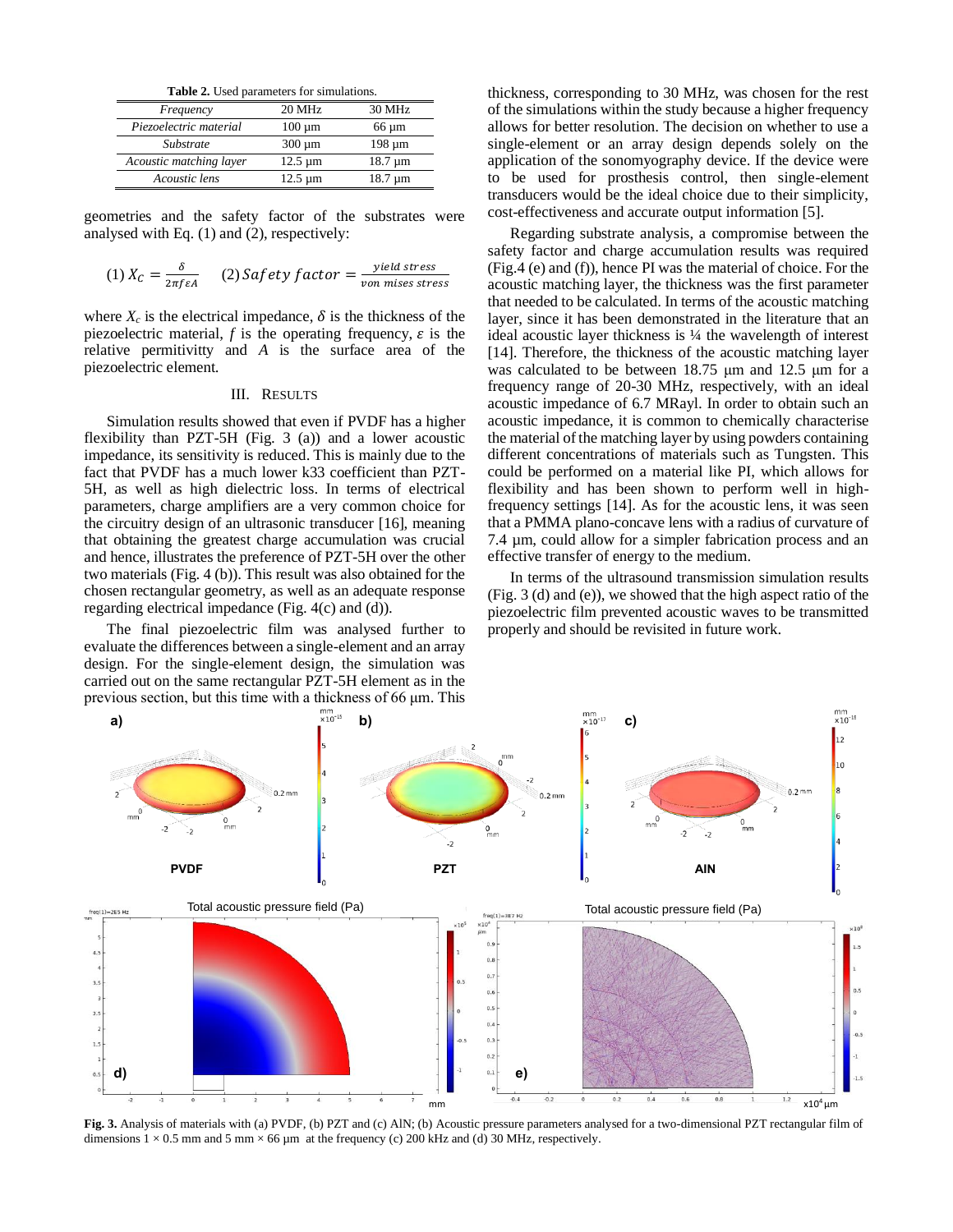**Table 2.** Used parameters for simulations.

| *Frequency* | 20 MHz | 30 MHz |
|---|---|---|
| *Piezoelectric material* | 100 µm | 66 µm |
| *Substrate* | 300 µm | 198 µm |
| *Acoustic matching layer* | 12.5 µm | 18.7 µm |
| *Acoustic lens* | 12.5 µm | 18.7 µm |

geometries and the safety factor of the substrates were analysed with Eq. (1) and (2), respectively:

$$(1)\ X_C = \frac{\delta}{2\pi f \varepsilon A} \qquad (2)\ Safety\ factor = \frac{yield\ stress}{von\ mises\ stress}$$

where $X_c$ is the electrical impedance, $\delta$ is the thickness of the piezoelectric material, $f$ is the operating frequency, $\varepsilon$ is the relative permitivitty and $A$ is the surface area of the piezoelectric element.

## III. Results

Simulation results showed that even if PVDF has a higher flexibility than PZT-5H (Fig. 3 (a)) and a lower acoustic impedance, its sensitivity is reduced. This is mainly due to the fact that PVDF has a much lower k33 coefficient than PZT-5H, as well as high dielectric loss. In terms of electrical parameters, charge amplifiers are a very common choice for the circuitry design of an ultrasonic transducer [16], meaning that obtaining the greatest charge accumulation was crucial and hence, illustrates the preference of PZT-5H over the other two materials (Fig. 4 (b)). This result was also obtained for the chosen rectangular geometry, as well as an adequate response regarding electrical impedance (Fig. 4(c) and (d)).

The final piezoelectric film was analysed further to evaluate the differences between a single-element and an array design. For the single-element design, the simulation was carried out on the same rectangular PZT-5H element as in the previous section, but this time with a thickness of 66 µm. This thickness, corresponding to 30 MHz, was chosen for the rest of the simulations within the study because a higher frequency allows for better resolution. The decision on whether to use a single-element or an array design depends solely on the application of the sonomyography device. If the device were to be used for prosthesis control, then single-element transducers would be the ideal choice due to their simplicity, cost-effectiveness and accurate output information [5].

Regarding substrate analysis, a compromise between the safety factor and charge accumulation results was required (Fig.4 (e) and (f)), hence PI was the material of choice. For the acoustic matching layer, the thickness was the first parameter that needed to be calculated. In terms of the acoustic matching layer, since it has been demonstrated in the literature that an ideal acoustic layer thickness is ¼ the wavelength of interest [14]. Therefore, the thickness of the acoustic matching layer was calculated to be between 18.75 µm and 12.5 µm for a frequency range of 20-30 MHz, respectively, with an ideal acoustic impedance of 6.7 MRayl. In order to obtain such an acoustic impedance, it is common to chemically characterise the material of the matching layer by using powders containing different concentrations of materials such as Tungsten. This could be performed on a material like PI, which allows for flexibility and has been shown to perform well in high-frequency settings [14]. As for the acoustic lens, it was seen that a PMMA plano-concave lens with a radius of curvature of 7.4 µm, could allow for a simpler fabrication process and an effective transfer of energy to the medium.

In terms of the ultrasound transmission simulation results (Fig. 3 (d) and (e)), we showed that the high aspect ratio of the piezoelectric film prevented acoustic waves to be transmitted properly and should be revisited in future work.

**Fig. 3.** Analysis of materials with (a) PVDF, (b) PZT and (c) AlN; (b) Acoustic pressure parameters analysed for a two-dimensional PZT rectangular film of dimensions 1 × 0.5 mm and 5 mm × 66 µm at the frequency (c) 200 kHz and (d) 30 MHz, respectively.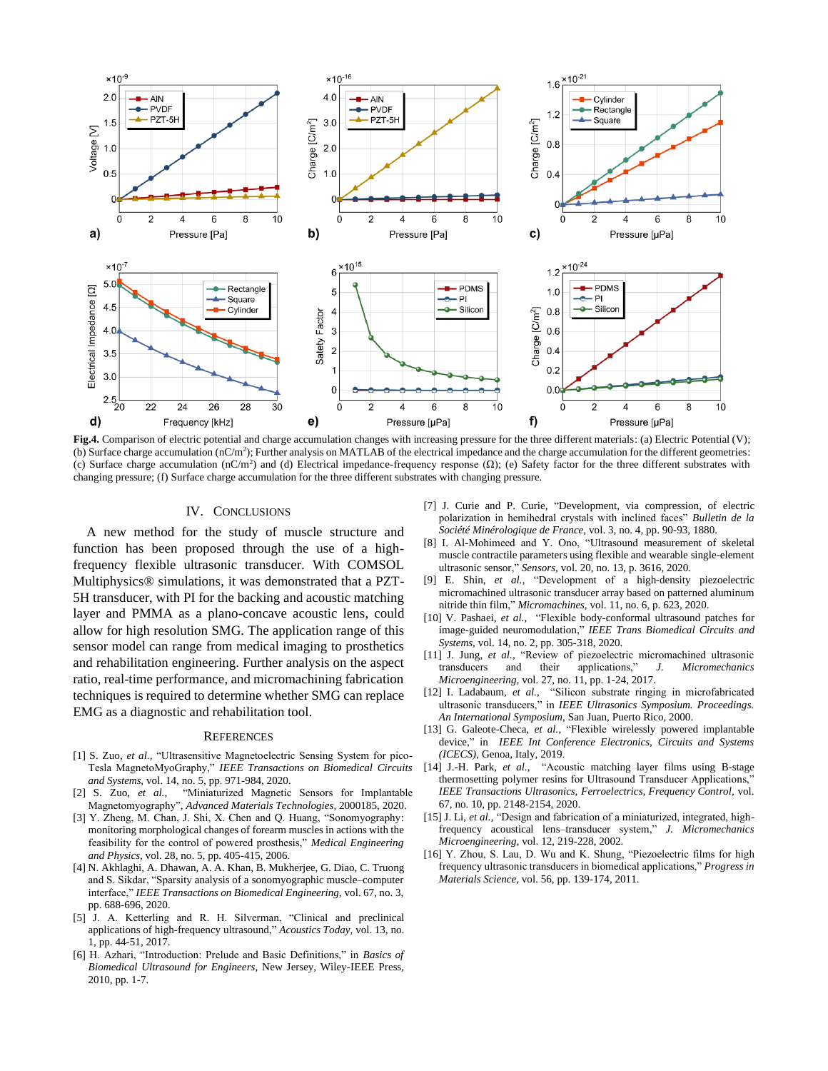×10⁻⁹
2.0
1.5
1.0
0.5
0
Voltage [V]
0 2 4 6 8 10
Pressure [Pa]
AlN
PVDF
PZT-5H
a)

×10⁻¹⁶
4.0
3.0
2.0
1.0
0
Charge [C/m²]
0 2 4 6 8 10
Pressure [Pa]
AlN
PVDF
PZT-5H
b)

×10⁻²¹
1.6
1.2
0.8
0.4
0
Charge [C/m²]
0 2 4 6 8 10
Pressure [μPa]
Cylinder
Rectangle
Square
c)

×10⁻⁷
5.0
4.5
4.0
3.5
3.0
2.5
Electrical Impedance [Ω]
20 22 24 26 28 30
Frequency [kHz]
Rectangle
Square
Cylinder
d)

×10¹⁵
6
5
4
3
2
1
0
Safety Factor
0 2 4 6 8 10
Pressure [μPa]
PDMS
PI
Silicon
e)

×10⁻²⁴
1.2
1.0
0.8
0.6
0.4
0.2
0.0
Charge [C/m²]
0 2 4 6 8 10
Pressure [μPa]
PDMS
PI
Silicon
f)

**Fig.4.** Comparison of electric potential and charge accumulation changes with increasing pressure for the three different materials: (a) Electric Potential (V); (b) Surface charge accumulation (nC/m$^2$); Further analysis on MATLAB of the electrical impedance and the charge accumulation for the different geometries: (c) Surface charge accumulation (nC/m$^2$) and (d) Electrical impedance-frequency response (Ω); (e) Safety factor for the three different substrates with changing pressure; (f) Surface charge accumulation for the three different substrates with changing pressure.

## IV. Conclusions

A new method for the study of muscle structure and function has been proposed through the use of a high-frequency flexible ultrasonic transducer. With COMSOL Multiphysics® simulations, it was demonstrated that a PZT-5H transducer, with PI for the backing and acoustic matching layer and PMMA as a plano-concave acoustic lens, could allow for high resolution SMG. The application range of this sensor model can range from medical imaging to prosthetics and rehabilitation engineering. Further analysis on the aspect ratio, real-time performance, and micromachining fabrication techniques is required to determine whether SMG can replace EMG as a diagnostic and rehabilitation tool.

## References

[1] S. Zuo, *et al.*, "Ultrasensitive Magnetoelectric Sensing System for pico-Tesla MagnetoMyoGraphy," *IEEE Transactions on Biomedical Circuits and Systems*, vol. 14, no. 5, pp. 971-984, 2020.

[2] S. Zuo, *et al.*, "Miniaturized Magnetic Sensors for Implantable Magnetomyography", *Advanced Materials Technologies*, 2000185, 2020.

[3] Y. Zheng, M. Chan, J. Shi, X. Chen and Q. Huang, "Sonomyography: monitoring morphological changes of forearm muscles in actions with the feasibility for the control of powered prosthesis," *Medical Engineering and Physics*, vol. 28, no. 5, pp. 405-415, 2006.

[4] N. Akhlaghi, A. Dhawan, A. A. Khan, B. Mukherjee, G. Diao, C. Truong and S. Sikdar, "Sparsity analysis of a sonomyographic muscle–computer interface," *IEEE Transactions on Biomedical Engineering*, vol. 67, no. 3, pp. 688-696, 2020.

[5] J. A. Ketterling and R. H. Silverman, "Clinical and preclinical applications of high-frequency ultrasound," *Acoustics Today*, vol. 13, no. 1, pp. 44-51, 2017.

[6] H. Azhari, "Introduction: Prelude and Basic Definitions," in *Basics of Biomedical Ultrasound for Engineers*, New Jersey, Wiley-IEEE Press, 2010, pp. 1-7.

[7] J. Curie and P. Curie, "Development, via compression, of electric polarization in hemihedral crystals with inclined faces" *Bulletin de la Société Minérologique de France*, vol. 3, no. 4, pp. 90-93, 1880.

[8] I. Al-Mohimeed and Y. Ono, "Ultrasound measurement of skeletal muscle contractile parameters using flexible and wearable single-element ultrasonic sensor," *Sensors*, vol. 20, no. 13, p. 3616, 2020.

[9] E. Shin, *et al.*, "Development of a high-density piezoelectric micromachined ultrasonic transducer array based on patterned aluminum nitride thin film," *Micromachines*, vol. 11, no. 6, p. 623, 2020.

[10] V. Pashaei, *et al.*, "Flexible body-conformal ultrasound patches for image-guided neuromodulation," *IEEE Trans Biomedical Circuits and Systems*, vol. 14, no. 2, pp. 305-318, 2020.

[11] J. Jung, *et al.*, "Review of piezoelectric micromachined ultrasonic transducers and their applications," *J. Micromechanics Microengineering*, vol. 27, no. 11, pp. 1-24, 2017.

[12] I. Ladabaum, *et al.*, "Silicon substrate ringing in microfabricated ultrasonic transducers," in *IEEE Ultrasonics Symposium. Proceedings. An International Symposium*, San Juan, Puerto Rico, 2000.

[13] G. Galeote-Checa, *et al.*, "Flexible wirelessly powered implantable device," in *IEEE Int Conference Electronics, Circuits and Systems (ICECS)*, Genoa, Italy, 2019.

[14] J.-H. Park, *et al.*, "Acoustic matching layer films using B-stage thermosetting polymer resins for Ultrasound Transducer Applications," *IEEE Transactions Ultrasonics, Ferroelectrics, Frequency Control*, vol. 67, no. 10, pp. 2148-2154, 2020.

[15] J. Li, *et al.*, "Design and fabrication of a miniaturized, integrated, high-frequency acoustical lens–transducer system," *J. Micromechanics Microengineering*, vol. 12, pp. 219-228, 2002.

[16] Y. Zhou, S. Lau, D. Wu and K. Shung, "Piezoelectric films for high frequency ultrasonic transducers in biomedical applications," *Progress in Materials Science*, vol. 56, pp. 139-174, 2011.